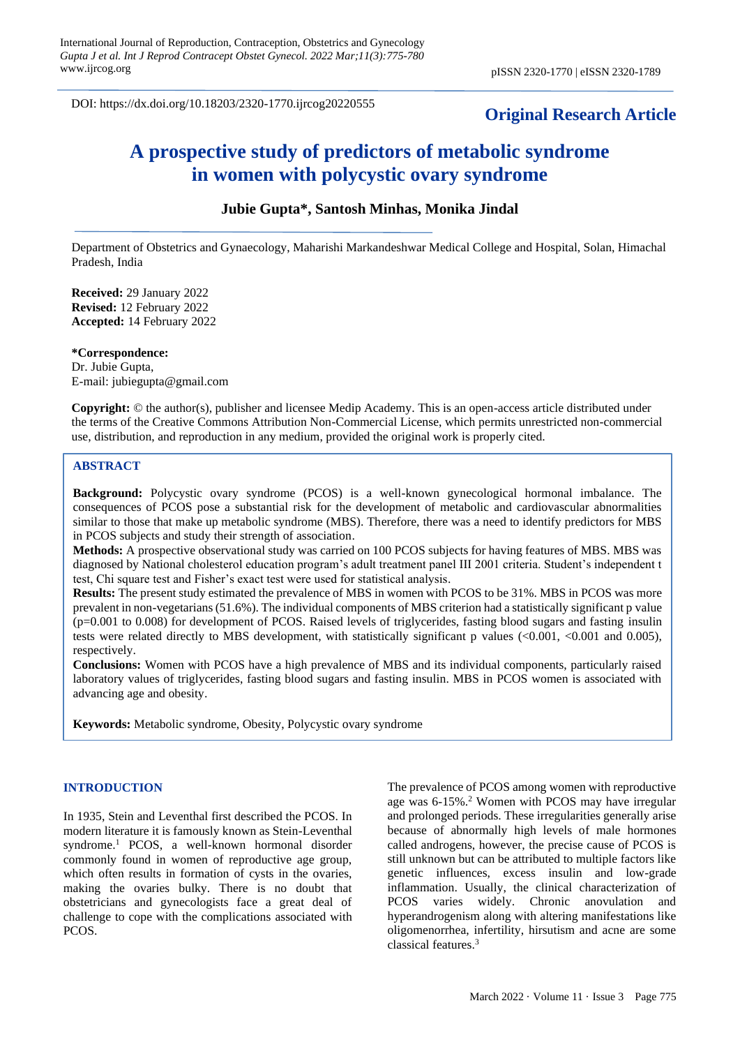DOI: https://dx.doi.org/10.18203/2320-1770.ijrcog20220555

**Original Research Article**

# A prospective study of predictors of metabolic syndrome in women with polycystic ovary syndrome

**Jubie Gupta*, Santosh Minhas, Monika Jindal**

Department of Obstetrics and Gynaecology, Maharishi Markandeshwar Medical College and Hospital, Solan, Himachal Pradesh, India

**Received:** 29 January 2022
**Revised:** 12 February 2022
**Accepted:** 14 February 2022

***Correspondence:**
Dr. Jubie Gupta,
E-mail: jubiegupta@gmail.com

**Copyright:** © the author(s), publisher and licensee Medip Academy. This is an open-access article distributed under the terms of the Creative Commons Attribution Non-Commercial License, which permits unrestricted non-commercial use, distribution, and reproduction in any medium, provided the original work is properly cited.

## ABSTRACT

**Background:** Polycystic ovary syndrome (PCOS) is a well-known gynecological hormonal imbalance. The consequences of PCOS pose a substantial risk for the development of metabolic and cardiovascular abnormalities similar to those that make up metabolic syndrome (MBS). Therefore, there was a need to identify predictors for MBS in PCOS subjects and study their strength of association.

**Methods:** A prospective observational study was carried on 100 PCOS subjects for having features of MBS. MBS was diagnosed by National cholesterol education program's adult treatment panel III 2001 criteria. Student's independent t test, Chi square test and Fisher's exact test were used for statistical analysis.

**Results:** The present study estimated the prevalence of MBS in women with PCOS to be 31%. MBS in PCOS was more prevalent in non-vegetarians (51.6%). The individual components of MBS criterion had a statistically significant p value ($p=0.001$ to $0.008$) for development of PCOS. Raised levels of triglycerides, fasting blood sugars and fasting insulin tests were related directly to MBS development, with statistically significant p values ($<0.001$, $<0.001$ and $0.005$), respectively.

**Conclusions:** Women with PCOS have a high prevalence of MBS and its individual components, particularly raised laboratory values of triglycerides, fasting blood sugars and fasting insulin. MBS in PCOS women is associated with advancing age and obesity.

**Keywords:** Metabolic syndrome, Obesity, Polycystic ovary syndrome

## INTRODUCTION

In 1935, Stein and Leventhal first described the PCOS. In modern literature it is famously known as Stein-Leventhal syndrome.[1] PCOS, a well-known hormonal disorder commonly found in women of reproductive age group, which often results in formation of cysts in the ovaries, making the ovaries bulky. There is no doubt that obstetricians and gynecologists face a great deal of challenge to cope with the complications associated with PCOS.

The prevalence of PCOS among women with reproductive age was 6-15%.[2] Women with PCOS may have irregular and prolonged periods. These irregularities generally arise because of abnormally high levels of male hormones called androgens, however, the precise cause of PCOS is still unknown but can be attributed to multiple factors like genetic influences, excess insulin and low-grade inflammation. Usually, the clinical characterization of PCOS varies widely. Chronic anovulation and hyperandrogenism along with altering manifestations like oligomenorrhea, infertility, hirsutism and acne are some classical features.[3]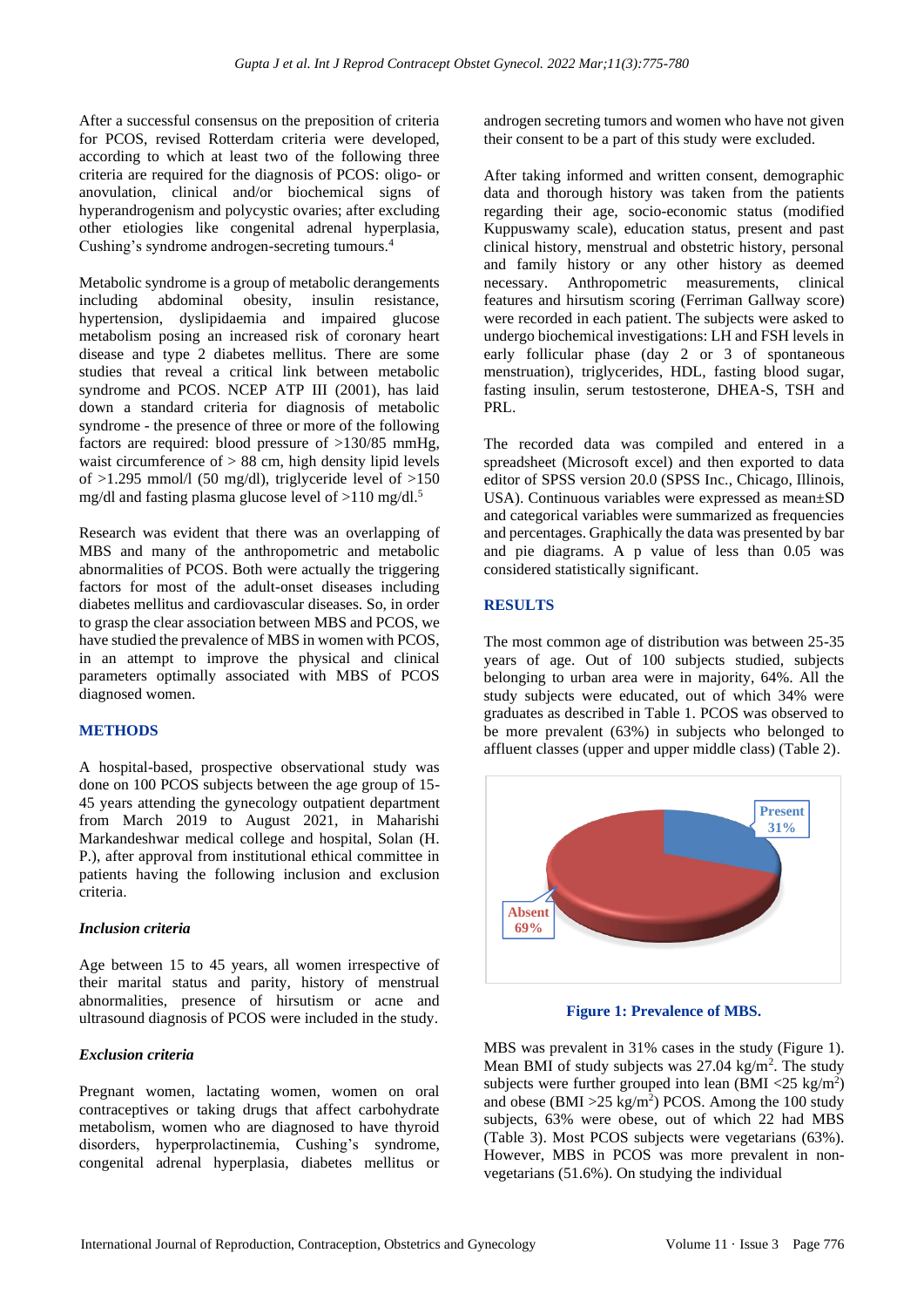After a successful consensus on the preposition of criteria for PCOS, revised Rotterdam criteria were developed, according to which at least two of the following three criteria are required for the diagnosis of PCOS: oligo- or anovulation, clinical and/or biochemical signs of hyperandrogenism and polycystic ovaries; after excluding other etiologies like congenital adrenal hyperplasia, Cushing's syndrome androgen-secreting tumours.[4]

Metabolic syndrome is a group of metabolic derangements including abdominal obesity, insulin resistance, hypertension, dyslipidaemia and impaired glucose metabolism posing an increased risk of coronary heart disease and type 2 diabetes mellitus. There are some studies that reveal a critical link between metabolic syndrome and PCOS. NCEP ATP III (2001), has laid down a standard criteria for diagnosis of metabolic syndrome - the presence of three or more of the following factors are required: blood pressure of >130/85 mmHg, waist circumference of > 88 cm, high density lipid levels of >1.295 mmol/l (50 mg/dl), triglyceride level of >150 mg/dl and fasting plasma glucose level of >110 mg/dl.[5]

Research was evident that there was an overlapping of MBS and many of the anthropometric and metabolic abnormalities of PCOS. Both were actually the triggering factors for most of the adult-onset diseases including diabetes mellitus and cardiovascular diseases. So, in order to grasp the clear association between MBS and PCOS, we have studied the prevalence of MBS in women with PCOS, in an attempt to improve the physical and clinical parameters optimally associated with MBS of PCOS diagnosed women.

## METHODS

A hospital-based, prospective observational study was done on 100 PCOS subjects between the age group of 15-45 years attending the gynecology outpatient department from March 2019 to August 2021, in Maharishi Markandeshwar medical college and hospital, Solan (H. P.), after approval from institutional ethical committee in patients having the following inclusion and exclusion criteria.

### *Inclusion criteria*

Age between 15 to 45 years, all women irrespective of their marital status and parity, history of menstrual abnormalities, presence of hirsutism or acne and ultrasound diagnosis of PCOS were included in the study.

### *Exclusion criteria*

Pregnant women, lactating women, women on oral contraceptives or taking drugs that affect carbohydrate metabolism, women who are diagnosed to have thyroid disorders, hyperprolactinemia, Cushing's syndrome, congenital adrenal hyperplasia, diabetes mellitus or androgen secreting tumors and women who have not given their consent to be a part of this study were excluded.

After taking informed and written consent, demographic data and thorough history was taken from the patients regarding their age, socio-economic status (modified Kuppuswamy scale), education status, present and past clinical history, menstrual and obstetric history, personal and family history or any other history as deemed necessary. Anthropometric measurements, clinical features and hirsutism scoring (Ferriman Gallway score) were recorded in each patient. The subjects were asked to undergo biochemical investigations: LH and FSH levels in early follicular phase (day 2 or 3 of spontaneous menstruation), triglycerides, HDL, fasting blood sugar, fasting insulin, serum testosterone, DHEA-S, TSH and PRL.

The recorded data was compiled and entered in a spreadsheet (Microsoft excel) and then exported to data editor of SPSS version 20.0 (SPSS Inc., Chicago, Illinois, USA). Continuous variables were expressed as mean±SD and categorical variables were summarized as frequencies and percentages. Graphically the data was presented by bar and pie diagrams. A p value of less than 0.05 was considered statistically significant.

## RESULTS

The most common age of distribution was between 25-35 years of age. Out of 100 subjects studied, subjects belonging to urban area were in majority, 64%. All the study subjects were educated, out of which 34% were graduates as described in Table 1. PCOS was observed to be more prevalent (63%) in subjects who belonged to affluent classes (upper and upper middle class) (Table 2).

Present 31%

Absent 69%

**Figure 1: Prevalence of MBS.**

MBS was prevalent in 31% cases in the study (Figure 1). Mean BMI of study subjects was 27.04 kg/m$^2$. The study subjects were further grouped into lean (BMI <25 kg/m$^2$) and obese (BMI >25 kg/m$^2$) PCOS. Among the 100 study subjects, 63% were obese, out of which 22 had MBS (Table 3). Most PCOS subjects were vegetarians (63%). However, MBS in PCOS was more prevalent in non-vegetarians (51.6%). On studying the individual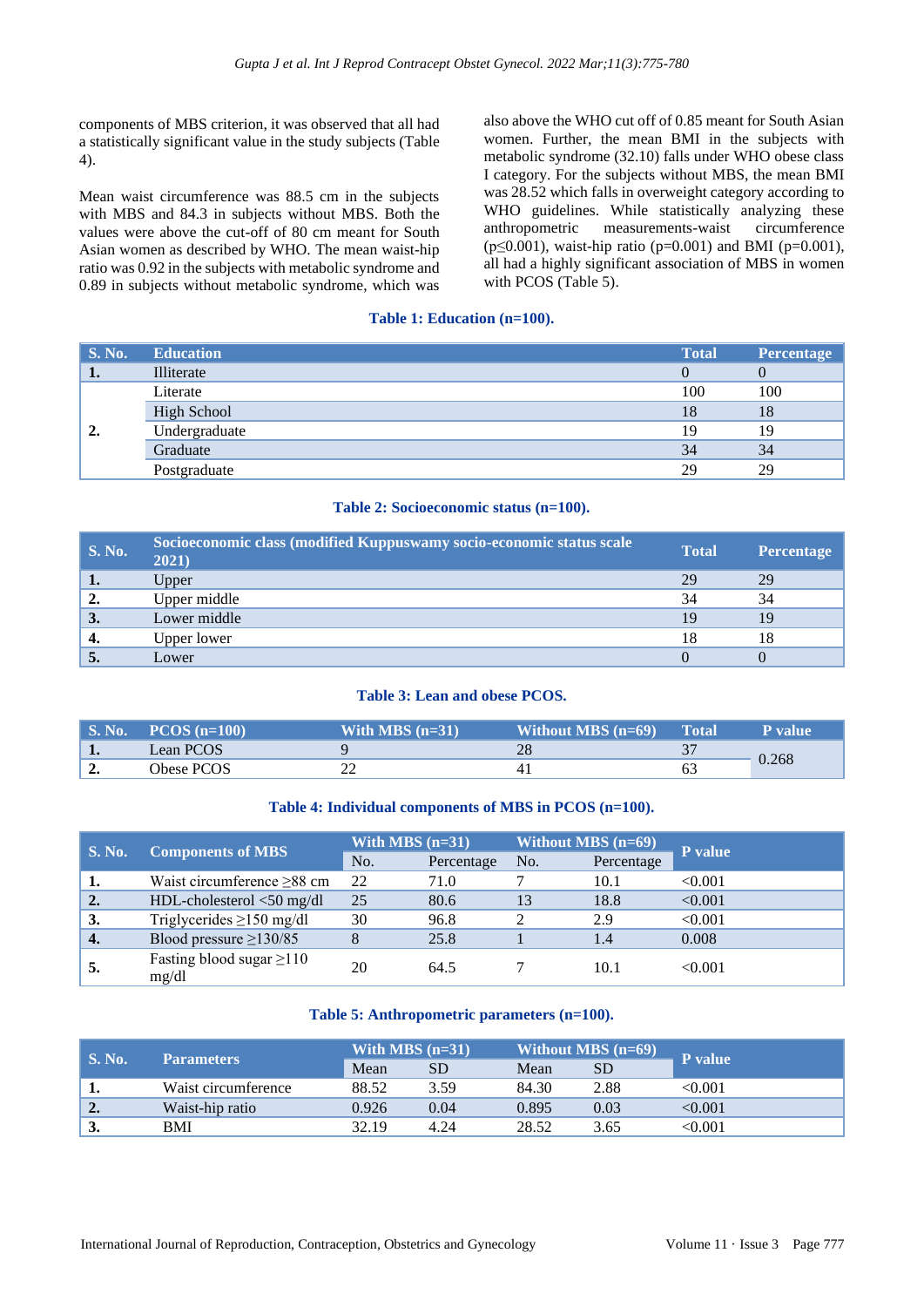components of MBS criterion, it was observed that all had a statistically significant value in the study subjects (Table 4).

Mean waist circumference was 88.5 cm in the subjects with MBS and 84.3 in subjects without MBS. Both the values were above the cut-off of 80 cm meant for South Asian women as described by WHO. The mean waist-hip ratio was 0.92 in the subjects with metabolic syndrome and 0.89 in subjects without metabolic syndrome, which was also above the WHO cut off of 0.85 meant for South Asian women. Further, the mean BMI in the subjects with metabolic syndrome (32.10) falls under WHO obese class I category. For the subjects without MBS, the mean BMI was 28.52 which falls in overweight category according to WHO guidelines. While statistically analyzing these anthropometric measurements-waist circumference ($p \le 0.001$), waist-hip ratio ($p=0.001$) and BMI ($p=0.001$), all had a highly significant association of MBS in women with PCOS (Table 5).

**Table 1: Education (n=100).**

| S. No. | Education | Total | Percentage |
|---|---|---|---|
| 1. | Illiterate | 0 | 0 |
| 2. | Literate | 100 | 100 |
| | High School | 18 | 18 |
| | Undergraduate | 19 | 19 |
| | Graduate | 34 | 34 |
| | Postgraduate | 29 | 29 |

**Table 2: Socioeconomic status (n=100).**

| S. No. | Socioeconomic class (modified Kuppuswamy socio-economic status scale 2021) | Total | Percentage |
|---|---|---|---|
| 1. | Upper | 29 | 29 |
| 2. | Upper middle | 34 | 34 |
| 3. | Lower middle | 19 | 19 |
| 4. | Upper lower | 18 | 18 |
| 5. | Lower | 0 | 0 |

**Table 3: Lean and obese PCOS.**

| S. No. | PCOS (n=100) | With MBS (n=31) | Without MBS (n=69) | Total | P value |
|---|---|---|---|---|---|
| 1. | Lean PCOS | 9 | 28 | 37 | 0.268 |
| 2. | Obese PCOS | 22 | 41 | 63 | |

**Table 4: Individual components of MBS in PCOS (n=100).**

| S. No. | Components of MBS | With MBS (n=31) | | Without MBS (n=69) | | P value |
|---|---|---|---|---|---|---|
| | | No. | Percentage | No. | Percentage | |
| 1. | Waist circumference ≥88 cm | 22 | 71.0 | 7 | 10.1 | <0.001 |
| 2. | HDL-cholesterol <50 mg/dl | 25 | 80.6 | 13 | 18.8 | <0.001 |
| 3. | Triglycerides ≥150 mg/dl | 30 | 96.8 | 2 | 2.9 | <0.001 |
| 4. | Blood pressure ≥130/85 | 8 | 25.8 | 1 | 1.4 | 0.008 |
| 5. | Fasting blood sugar ≥110 mg/dl | 20 | 64.5 | 7 | 10.1 | <0.001 |

**Table 5: Anthropometric parameters (n=100).**

| S. No. | Parameters | With MBS (n=31) | | Without MBS (n=69) | | P value |
|---|---|---|---|---|---|---|
| | | Mean | SD | Mean | SD | |
| 1. | Waist circumference | 88.52 | 3.59 | 84.30 | 2.88 | <0.001 |
| 2. | Waist-hip ratio | 0.926 | 0.04 | 0.895 | 0.03 | <0.001 |
| 3. | BMI | 32.19 | 4.24 | 28.52 | 3.65 | <0.001 |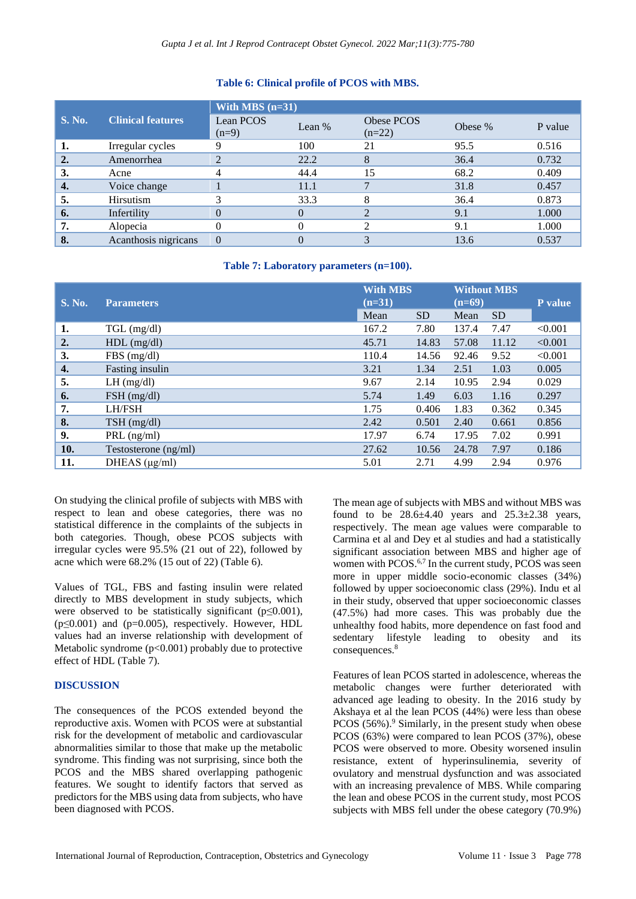**Table 6: Clinical profile of PCOS with MBS.**

| S. No. | Clinical features | With MBS (n=31) | | | | |
|---|---|---|---|---|---|---|
| | | Lean PCOS (n=9) | Lean % | Obese PCOS (n=22) | Obese % | P value |
| **1.** | Irregular cycles | 9 | 100 | 21 | 95.5 | 0.516 |
| **2.** | Amenorrhea | 2 | 22.2 | 8 | 36.4 | 0.732 |
| **3.** | Acne | 4 | 44.4 | 15 | 68.2 | 0.409 |
| **4.** | Voice change | 1 | 11.1 | 7 | 31.8 | 0.457 |
| **5.** | Hirsutism | 3 | 33.3 | 8 | 36.4 | 0.873 |
| **6.** | Infertility | 0 | 0 | 2 | 9.1 | 1.000 |
| **7.** | Alopecia | 0 | 0 | 2 | 9.1 | 1.000 |
| **8.** | Acanthosis nigricans | 0 | 0 | 3 | 13.6 | 0.537 |

**Table 7: Laboratory parameters (n=100).**

| S. No. | Parameters | With MBS (n=31) | | Without MBS (n=69) | | P value |
|---|---|---|---|---|---|---|
| | | Mean | SD | Mean | SD | |
| **1.** | TGL (mg/dl) | 167.2 | 7.80 | 137.4 | 7.47 | <0.001 |
| **2.** | HDL (mg/dl) | 45.71 | 14.83 | 57.08 | 11.12 | <0.001 |
| **3.** | FBS (mg/dl) | 110.4 | 14.56 | 92.46 | 9.52 | <0.001 |
| **4.** | Fasting insulin | 3.21 | 1.34 | 2.51 | 1.03 | 0.005 |
| **5.** | LH (mg/dl) | 9.67 | 2.14 | 10.95 | 2.94 | 0.029 |
| **6.** | FSH (mg/dl) | 5.74 | 1.49 | 6.03 | 1.16 | 0.297 |
| **7.** | LH/FSH | 1.75 | 0.406 | 1.83 | 0.362 | 0.345 |
| **8.** | TSH (mg/dl) | 2.42 | 0.501 | 2.40 | 0.661 | 0.856 |
| **9.** | PRL (ng/ml) | 17.97 | 6.74 | 17.95 | 7.02 | 0.991 |
| **10.** | Testosterone (ng/ml) | 27.62 | 10.56 | 24.78 | 7.97 | 0.186 |
| **11.** | DHEAS (µg/ml) | 5.01 | 2.71 | 4.99 | 2.94 | 0.976 |

On studying the clinical profile of subjects with MBS with respect to lean and obese categories, there was no statistical difference in the complaints of the subjects in both categories. Though, obese PCOS subjects with irregular cycles were 95.5% (21 out of 22), followed by acne which were 68.2% (15 out of 22) (Table 6).

Values of TGL, FBS and fasting insulin were related directly to MBS development in study subjects, which were observed to be statistically significant ($p \leq 0.001$), ($p \leq 0.001$) and ($p=0.005$), respectively. However, HDL values had an inverse relationship with development of Metabolic syndrome ($p<0.001$) probably due to protective effect of HDL (Table 7).

## DISCUSSION

The consequences of the PCOS extended beyond the reproductive axis. Women with PCOS were at substantial risk for the development of metabolic and cardiovascular abnormalities similar to those that make up the metabolic syndrome. This finding was not surprising, since both the PCOS and the MBS shared overlapping pathogenic features. We sought to identify factors that served as predictors for the MBS using data from subjects, who have been diagnosed with PCOS.

The mean age of subjects with MBS and without MBS was found to be 28.6±4.40 years and 25.3±2.38 years, respectively. The mean age values were comparable to Carmina et al and Dey et al studies and had a statistically significant association between MBS and higher age of women with PCOS.[6,7] In the current study, PCOS was seen more in upper middle socio-economic classes (34%) followed by upper socioeconomic class (29%). Indu et al in their study, observed that upper socioeconomic classes (47.5%) had more cases. This was probably due the unhealthy food habits, more dependence on fast food and sedentary lifestyle leading to obesity and its consequences.[8]

Features of lean PCOS started in adolescence, whereas the metabolic changes were further deteriorated with advanced age leading to obesity. In the 2016 study by Akshaya et al the lean PCOS (44%) were less than obese PCOS (56%).[9] Similarly, in the present study when obese PCOS (63%) were compared to lean PCOS (37%), obese PCOS were observed to more. Obesity worsened insulin resistance, extent of hyperinsulinemia, severity of ovulatory and menstrual dysfunction and was associated with an increasing prevalence of MBS. While comparing the lean and obese PCOS in the current study, most PCOS subjects with MBS fell under the obese category (70.9%)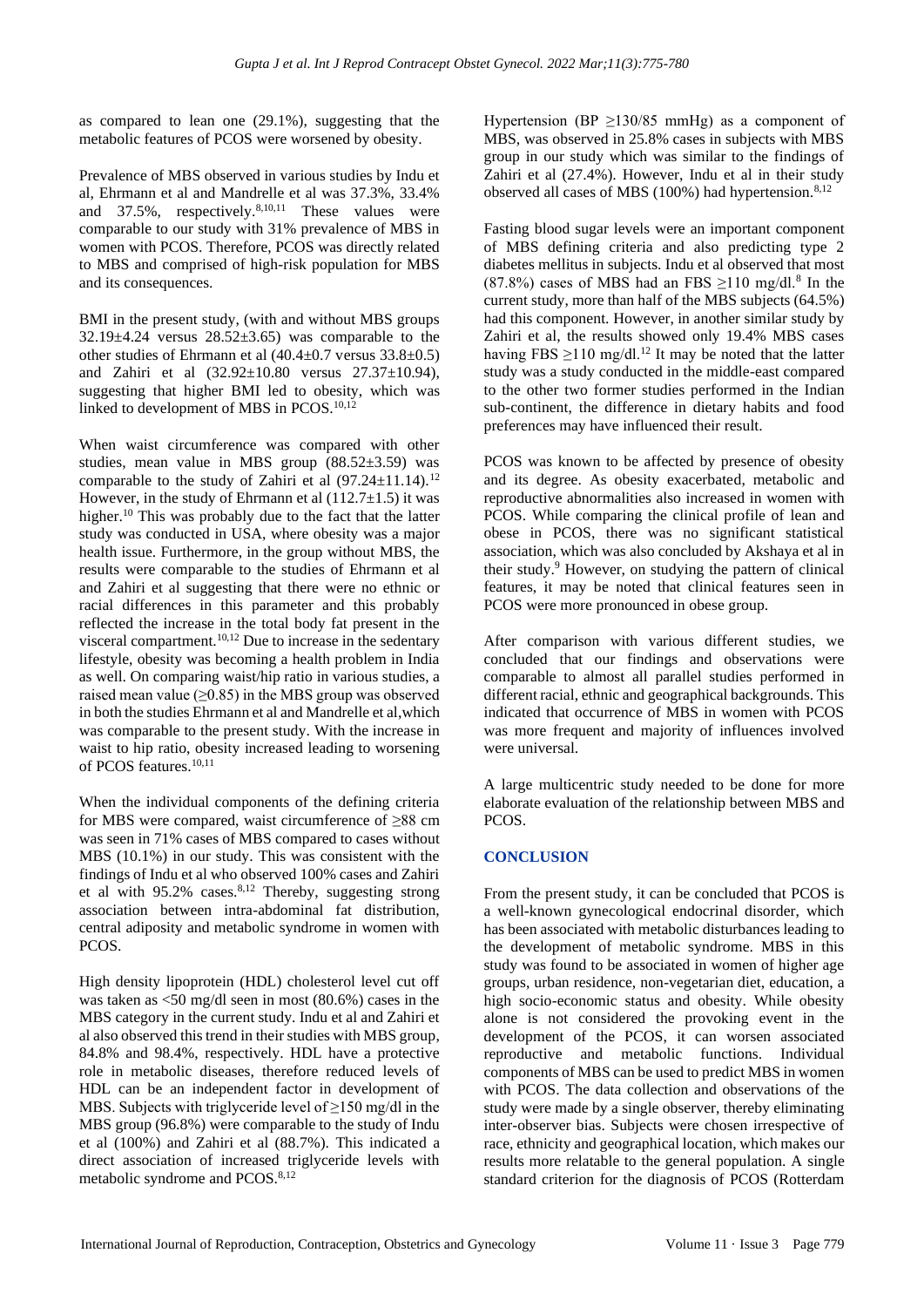as compared to lean one (29.1%), suggesting that the metabolic features of PCOS were worsened by obesity.

Prevalence of MBS observed in various studies by Indu et al, Ehrmann et al and Mandrelle et al was 37.3%, 33.4% and 37.5%, respectively.[8,10,11] These values were comparable to our study with 31% prevalence of MBS in women with PCOS. Therefore, PCOS was directly related to MBS and comprised of high-risk population for MBS and its consequences.

BMI in the present study, (with and without MBS groups 32.19±4.24 versus 28.52±3.65) was comparable to the other studies of Ehrmann et al (40.4±0.7 versus 33.8±0.5) and Zahiri et al (32.92±10.80 versus 27.37±10.94), suggesting that higher BMI led to obesity, which was linked to development of MBS in PCOS.[10,12]

When waist circumference was compared with other studies, mean value in MBS group (88.52±3.59) was comparable to the study of Zahiri et al (97.24±11.14).[12] However, in the study of Ehrmann et al (112.7±1.5) it was higher.[10] This was probably due to the fact that the latter study was conducted in USA, where obesity was a major health issue. Furthermore, in the group without MBS, the results were comparable to the studies of Ehrmann et al and Zahiri et al suggesting that there were no ethnic or racial differences in this parameter and this probably reflected the increase in the total body fat present in the visceral compartment.[10,12] Due to increase in the sedentary lifestyle, obesity was becoming a health problem in India as well. On comparing waist/hip ratio in various studies, a raised mean value (≥0.85) in the MBS group was observed in both the studies Ehrmann et al and Mandrelle et al,which was comparable to the present study. With the increase in waist to hip ratio, obesity increased leading to worsening of PCOS features.[10,11]

When the individual components of the defining criteria for MBS were compared, waist circumference of ≥88 cm was seen in 71% cases of MBS compared to cases without MBS (10.1%) in our study. This was consistent with the findings of Indu et al who observed 100% cases and Zahiri et al with 95.2% cases.[8,12] Thereby, suggesting strong association between intra-abdominal fat distribution, central adiposity and metabolic syndrome in women with PCOS.

High density lipoprotein (HDL) cholesterol level cut off was taken as <50 mg/dl seen in most (80.6%) cases in the MBS category in the current study. Indu et al and Zahiri et al also observed this trend in their studies with MBS group, 84.8% and 98.4%, respectively. HDL have a protective role in metabolic diseases, therefore reduced levels of HDL can be an independent factor in development of MBS. Subjects with triglyceride level of ≥150 mg/dl in the MBS group (96.8%) were comparable to the study of Indu et al (100%) and Zahiri et al (88.7%). This indicated a direct association of increased triglyceride levels with metabolic syndrome and PCOS.[8,12]

Hypertension (BP ≥130/85 mmHg) as a component of MBS, was observed in 25.8% cases in subjects with MBS group in our study which was similar to the findings of Zahiri et al (27.4%). However, Indu et al in their study observed all cases of MBS (100%) had hypertension.[8,12]

Fasting blood sugar levels were an important component of MBS defining criteria and also predicting type 2 diabetes mellitus in subjects. Indu et al observed that most (87.8%) cases of MBS had an FBS ≥110 mg/dl.[8] In the current study, more than half of the MBS subjects (64.5%) had this component. However, in another similar study by Zahiri et al, the results showed only 19.4% MBS cases having FBS ≥110 mg/dl.[12] It may be noted that the latter study was a study conducted in the middle-east compared to the other two former studies performed in the Indian sub-continent, the difference in dietary habits and food preferences may have influenced their result.

PCOS was known to be affected by presence of obesity and its degree. As obesity exacerbated, metabolic and reproductive abnormalities also increased in women with PCOS. While comparing the clinical profile of lean and obese in PCOS, there was no significant statistical association, which was also concluded by Akshaya et al in their study.[9] However, on studying the pattern of clinical features, it may be noted that clinical features seen in PCOS were more pronounced in obese group.

After comparison with various different studies, we concluded that our findings and observations were comparable to almost all parallel studies performed in different racial, ethnic and geographical backgrounds. This indicated that occurrence of MBS in women with PCOS was more frequent and majority of influences involved were universal.

A large multicentric study needed to be done for more elaborate evaluation of the relationship between MBS and PCOS.

## CONCLUSION

From the present study, it can be concluded that PCOS is a well-known gynecological endocrinal disorder, which has been associated with metabolic disturbances leading to the development of metabolic syndrome. MBS in this study was found to be associated in women of higher age groups, urban residence, non-vegetarian diet, education, a high socio-economic status and obesity. While obesity alone is not considered the provoking event in the development of the PCOS, it can worsen associated reproductive and metabolic functions. Individual components of MBS can be used to predict MBS in women with PCOS. The data collection and observations of the study were made by a single observer, thereby eliminating inter-observer bias. Subjects were chosen irrespective of race, ethnicity and geographical location, which makes our results more relatable to the general population. A single standard criterion for the diagnosis of PCOS (Rotterdam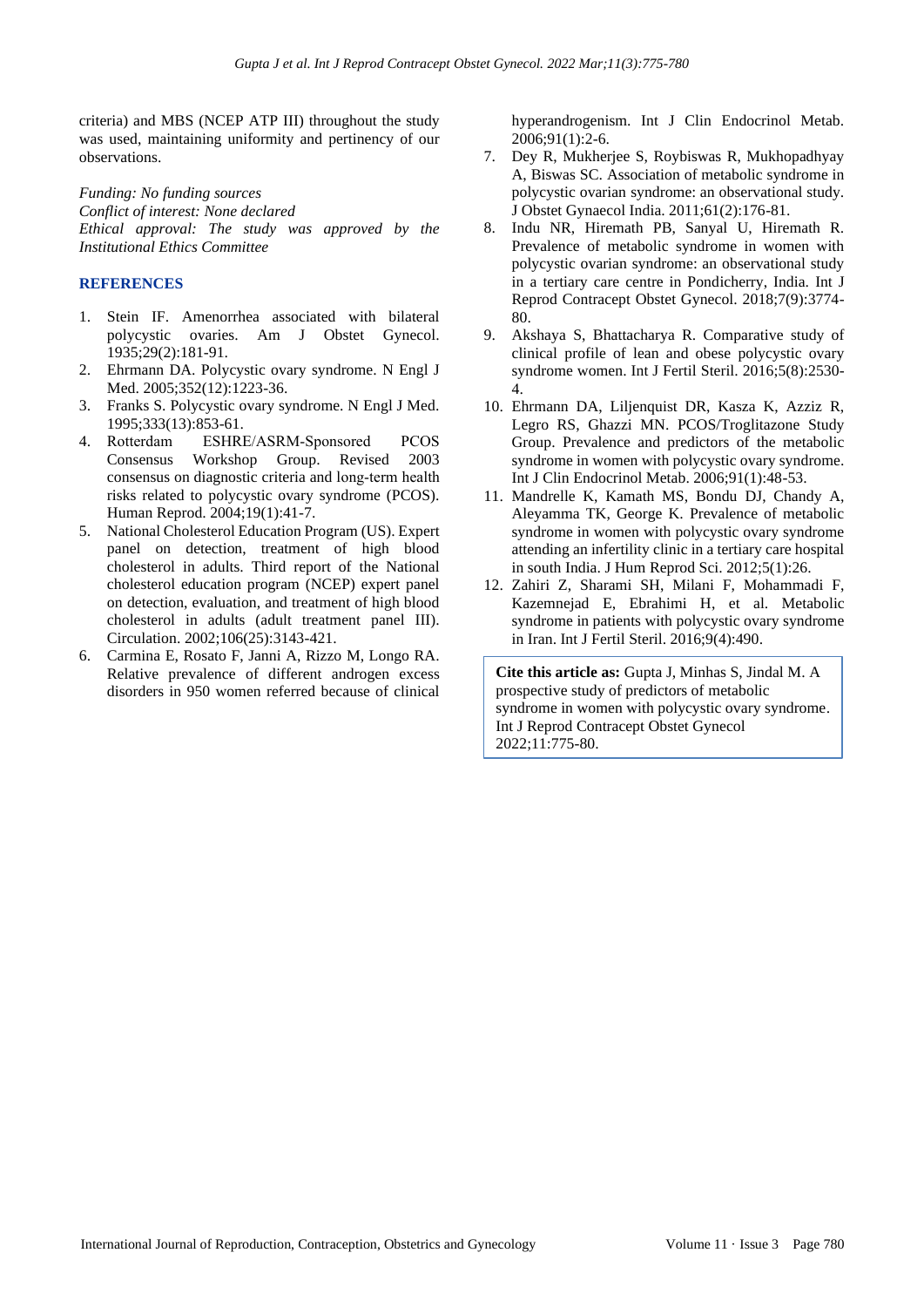criteria) and MBS (NCEP ATP III) throughout the study was used, maintaining uniformity and pertinency of our observations.

*Funding: No funding sources*
*Conflict of interest: None declared*
*Ethical approval: The study was approved by the Institutional Ethics Committee*

## REFERENCES

1. Stein IF. Amenorrhea associated with bilateral polycystic ovaries. Am J Obstet Gynecol. 1935;29(2):181-91.
2. Ehrmann DA. Polycystic ovary syndrome. N Engl J Med. 2005;352(12):1223-36.
3. Franks S. Polycystic ovary syndrome. N Engl J Med. 1995;333(13):853-61.
4. Rotterdam ESHRE/ASRM-Sponsored PCOS Consensus Workshop Group. Revised 2003 consensus on diagnostic criteria and long-term health risks related to polycystic ovary syndrome (PCOS). Human Reprod. 2004;19(1):41-7.
5. National Cholesterol Education Program (US). Expert panel on detection, treatment of high blood cholesterol in adults. Third report of the National cholesterol education program (NCEP) expert panel on detection, evaluation, and treatment of high blood cholesterol in adults (adult treatment panel III). Circulation. 2002;106(25):3143-421.
6. Carmina E, Rosato F, Janni A, Rizzo M, Longo RA. Relative prevalence of different androgen excess disorders in 950 women referred because of clinical hyperandrogenism. Int J Clin Endocrinol Metab. 2006;91(1):2-6.
7. Dey R, Mukherjee S, Roybiswas R, Mukhopadhyay A, Biswas SC. Association of metabolic syndrome in polycystic ovarian syndrome: an observational study. J Obstet Gynaecol India. 2011;61(2):176-81.
8. Indu NR, Hiremath PB, Sanyal U, Hiremath R. Prevalence of metabolic syndrome in women with polycystic ovarian syndrome: an observational study in a tertiary care centre in Pondicherry, India. Int J Reprod Contracept Obstet Gynecol. 2018;7(9):3774-80.
9. Akshaya S, Bhattacharya R. Comparative study of clinical profile of lean and obese polycystic ovary syndrome women. Int J Fertil Steril. 2016;5(8):2530-4.
10. Ehrmann DA, Liljenquist DR, Kasza K, Azziz R, Legro RS, Ghazzi MN. PCOS/Troglitazone Study Group. Prevalence and predictors of the metabolic syndrome in women with polycystic ovary syndrome. Int J Clin Endocrinol Metab. 2006;91(1):48-53.
11. Mandrelle K, Kamath MS, Bondu DJ, Chandy A, Aleyamma TK, George K. Prevalence of metabolic syndrome in women with polycystic ovary syndrome attending an infertility clinic in a tertiary care hospital in south India. J Hum Reprod Sci. 2012;5(1):26.
12. Zahiri Z, Sharami SH, Milani F, Mohammadi F, Kazemnejad E, Ebrahimi H, et al. Metabolic syndrome in patients with polycystic ovary syndrome in Iran. Int J Fertil Steril. 2016;9(4):490.

**Cite this article as:** Gupta J, Minhas S, Jindal M. A prospective study of predictors of metabolic syndrome in women with polycystic ovary syndrome. Int J Reprod Contracept Obstet Gynecol 2022;11:775-80.